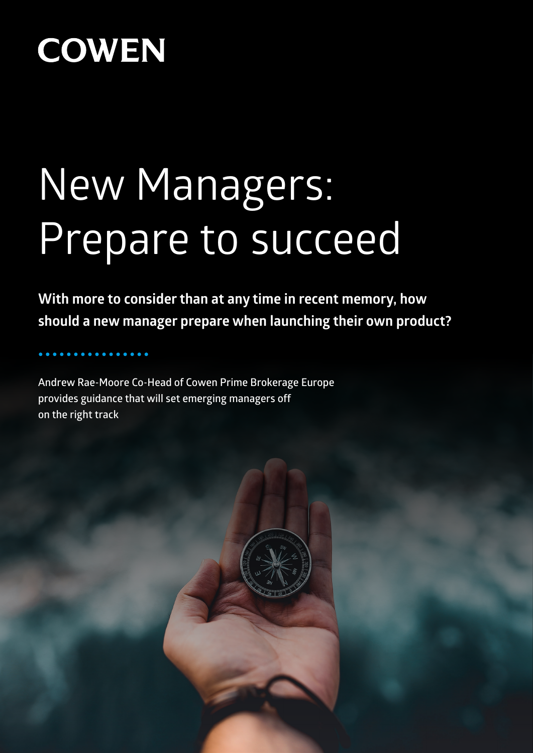COWEN

# New Managers: Prepare to succeed

**With more to consider than at any time in recent memory, how should a new manager prepare when launching their own product?**

Andrew Rae-Moore Co-Head of Cowen Prime Brokerage Europe provides guidance that will set emerging managers off on the right track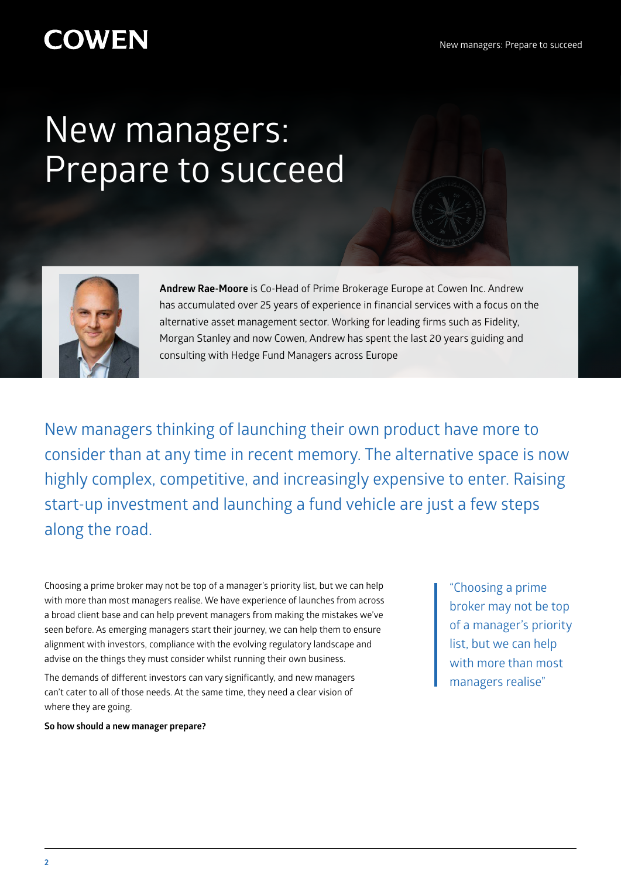# New managers: Prepare to succeed

**Andrew Rae-Moore** is Co-Head of Prime Brokerage Europe at Cowen Inc. Andrew has accumulated over 25 years of experience in financial services with a focus on the alternative asset management sector. Working for leading firms such as Fidelity, Morgan Stanley and now Cowen, Andrew has spent the last 20 years guiding and consulting with Hedge Fund Managers across Europe

New managers thinking of launching their own product have more to consider than at any time in recent memory. The alternative space is now highly complex, competitive, and increasingly expensive to enter. Raising start-up investment and launching a fund vehicle are just a few steps along the road.

Choosing a prime broker may not be top of a manager's priority list, but we can help with more than most managers realise. We have experience of launches from across a broad client base and can help prevent managers from making the mistakes we've seen before. As emerging managers start their journey, we can help them to ensure alignment with investors, compliance with the evolving regulatory landscape and advise on the things they must consider whilst running their own business.

The demands of different investors can vary significantly, and new managers can't cater to all of those needs. At the same time, they need a clear vision of where they are going.

**So how should a new manager prepare?**

> "Choosing a prime broker may not be top of a manager's priority list, but we can help with more than most managers realise"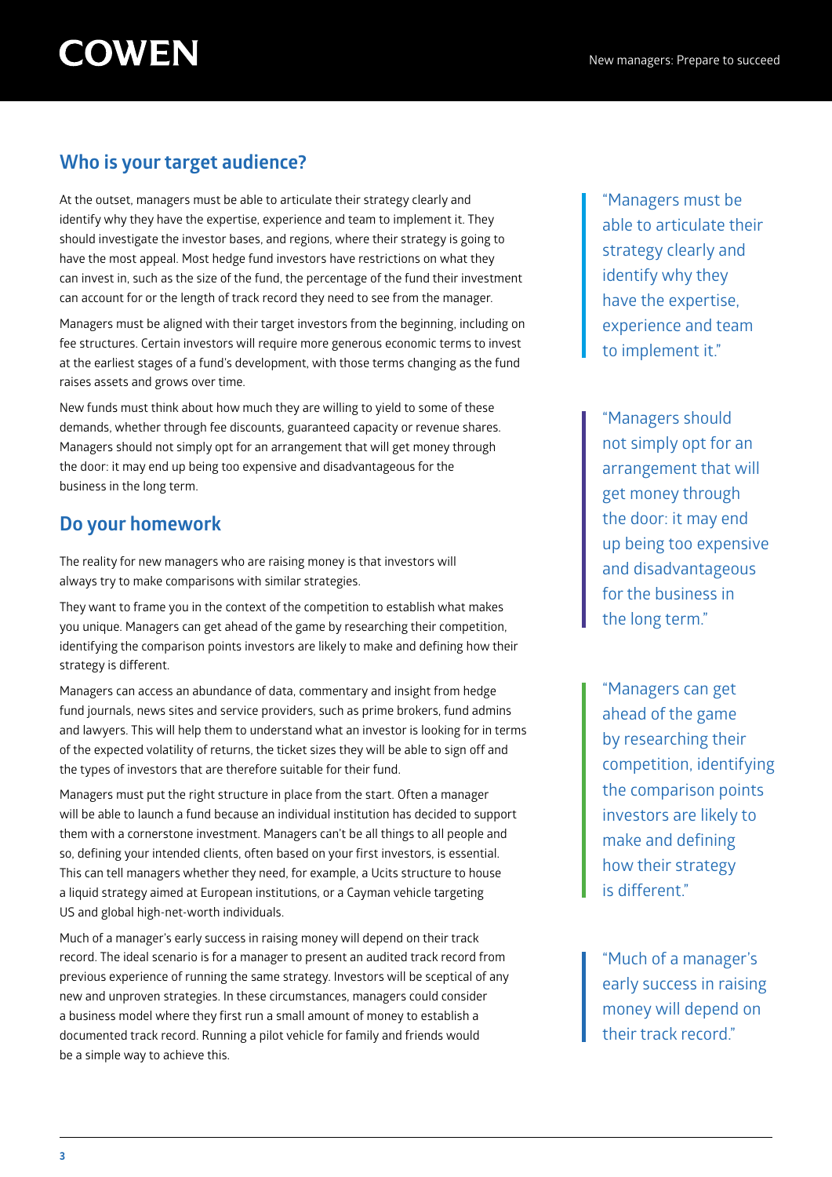## Who is your target audience?

At the outset, managers must be able to articulate their strategy clearly and identify why they have the expertise, experience and team to implement it. They should investigate the investor bases, and regions, where their strategy is going to have the most appeal. Most hedge fund investors have restrictions on what they can invest in, such as the size of the fund, the percentage of the fund their investment can account for or the length of track record they need to see from the manager.

Managers must be aligned with their target investors from the beginning, including on fee structures. Certain investors will require more generous economic terms to invest at the earliest stages of a fund's development, with those terms changing as the fund raises assets and grows over time.

New funds must think about how much they are willing to yield to some of these demands, whether through fee discounts, guaranteed capacity or revenue shares. Managers should not simply opt for an arrangement that will get money through the door: it may end up being too expensive and disadvantageous for the business in the long term.

## Do your homework

The reality for new managers who are raising money is that investors will always try to make comparisons with similar strategies.

They want to frame you in the context of the competition to establish what makes you unique. Managers can get ahead of the game by researching their competition, identifying the comparison points investors are likely to make and defining how their strategy is different.

Managers can access an abundance of data, commentary and insight from hedge fund journals, news sites and service providers, such as prime brokers, fund admins and lawyers. This will help them to understand what an investor is looking for in terms of the expected volatility of returns, the ticket sizes they will be able to sign off and the types of investors that are therefore suitable for their fund.

Managers must put the right structure in place from the start. Often a manager will be able to launch a fund because an individual institution has decided to support them with a cornerstone investment. Managers can't be all things to all people and so, defining your intended clients, often based on your first investors, is essential. This can tell managers whether they need, for example, a Ucits structure to house a liquid strategy aimed at European institutions, or a Cayman vehicle targeting US and global high-net-worth individuals.

Much of a manager's early success in raising money will depend on their track record. The ideal scenario is for a manager to present an audited track record from previous experience of running the same strategy. Investors will be sceptical of any new and unproven strategies. In these circumstances, managers could consider a business model where they first run a small amount of money to establish a documented track record. Running a pilot vehicle for family and friends would be a simple way to achieve this.

> "Managers must be able to articulate their strategy clearly and identify why they have the expertise, experience and team to implement it."

> "Managers should not simply opt for an arrangement that will get money through the door: it may end up being too expensive and disadvantageous for the business in the long term."

> "Managers can get ahead of the game by researching their competition, identifying the comparison points investors are likely to make and defining how their strategy is different."

> "Much of a manager's early success in raising money will depend on their track record."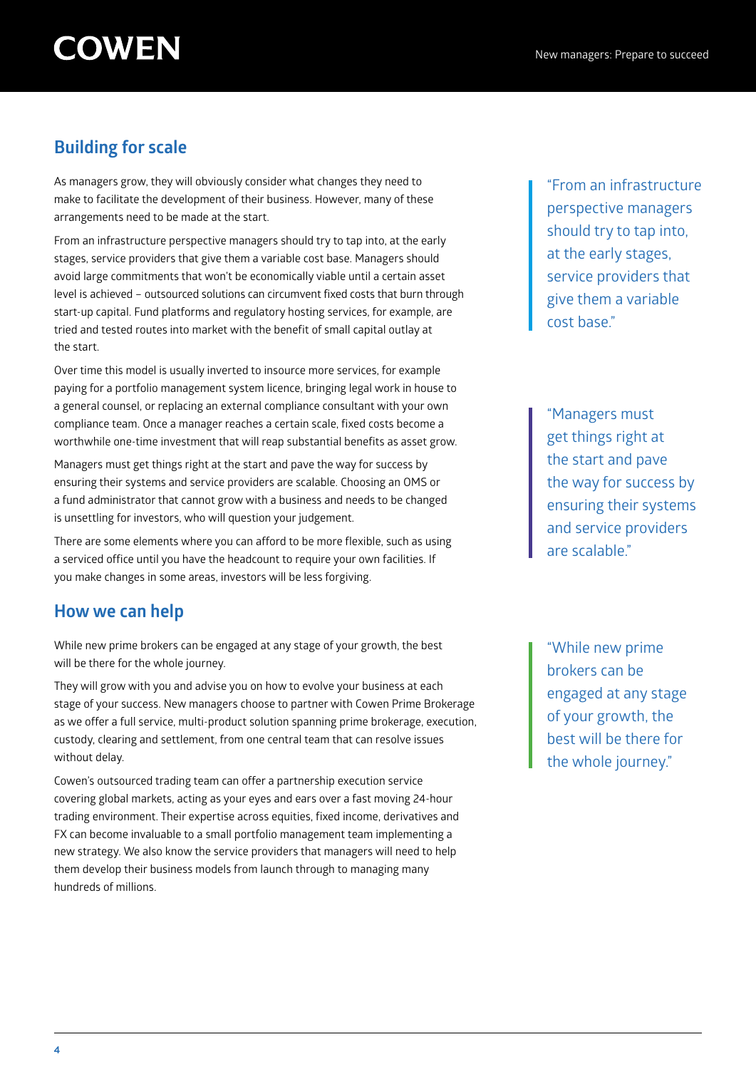## Building for scale

As managers grow, they will obviously consider what changes they need to make to facilitate the development of their business. However, many of these arrangements need to be made at the start.

From an infrastructure perspective managers should try to tap into, at the early stages, service providers that give them a variable cost base. Managers should avoid large commitments that won't be economically viable until a certain asset level is achieved – outsourced solutions can circumvent fixed costs that burn through start-up capital. Fund platforms and regulatory hosting services, for example, are tried and tested routes into market with the benefit of small capital outlay at the start.

Over time this model is usually inverted to insource more services, for example paying for a portfolio management system licence, bringing legal work in house to a general counsel, or replacing an external compliance consultant with your own compliance team. Once a manager reaches a certain scale, fixed costs become a worthwhile one-time investment that will reap substantial benefits as asset grow.

Managers must get things right at the start and pave the way for success by ensuring their systems and service providers are scalable. Choosing an OMS or a fund administrator that cannot grow with a business and needs to be changed is unsettling for investors, who will question your judgement.

There are some elements where you can afford to be more flexible, such as using a serviced office until you have the headcount to require your own facilities. If you make changes in some areas, investors will be less forgiving.

> "From an infrastructure perspective managers should try to tap into, at the early stages, service providers that give them a variable cost base."

> "Managers must get things right at the start and pave the way for success by ensuring their systems and service providers are scalable."

## How we can help

While new prime brokers can be engaged at any stage of your growth, the best will be there for the whole journey.

They will grow with you and advise you on how to evolve your business at each stage of your success. New managers choose to partner with Cowen Prime Brokerage as we offer a full service, multi-product solution spanning prime brokerage, execution, custody, clearing and settlement, from one central team that can resolve issues without delay.

Cowen's outsourced trading team can offer a partnership execution service covering global markets, acting as your eyes and ears over a fast moving 24-hour trading environment. Their expertise across equities, fixed income, derivatives and FX can become invaluable to a small portfolio management team implementing a new strategy. We also know the service providers that managers will need to help them develop their business models from launch through to managing many hundreds of millions.

> "While new prime brokers can be engaged at any stage of your growth, the best will be there for the whole journey."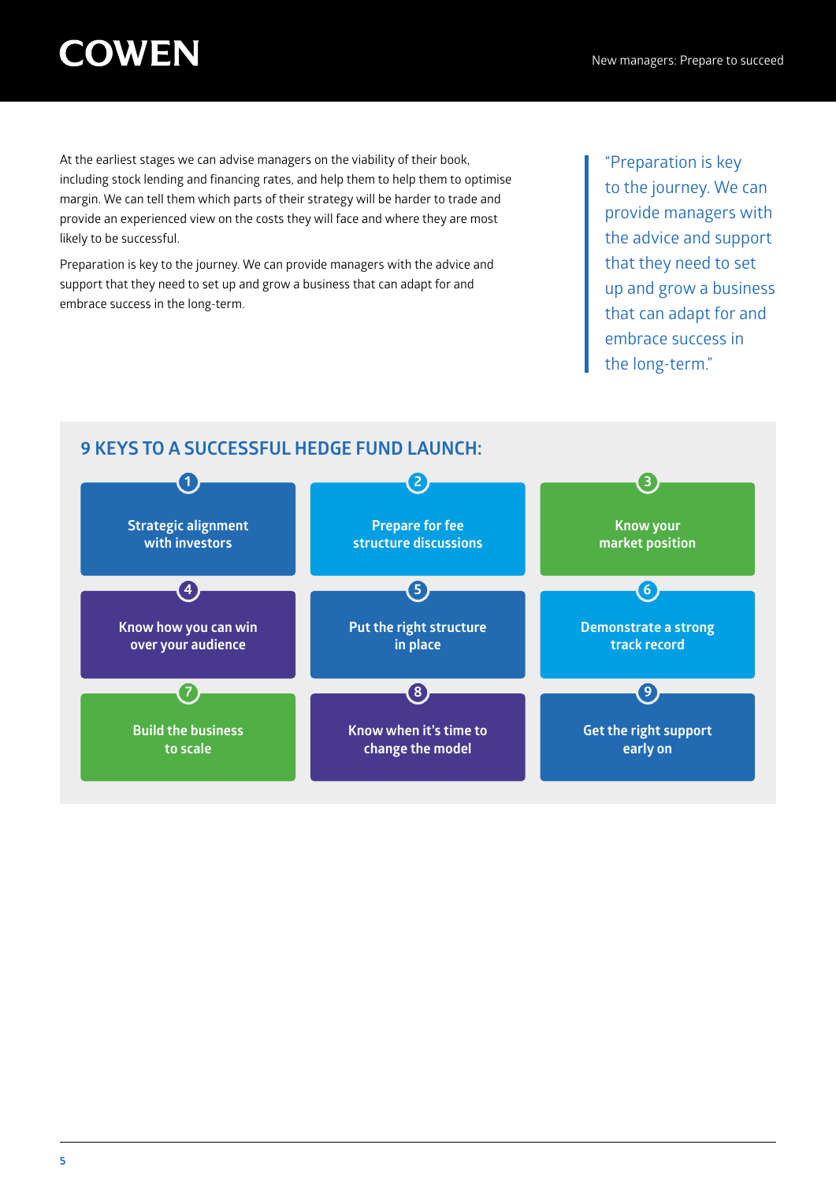At the earliest stages we can advise managers on the viability of their book, including stock lending and financing rates, and help them to help them to optimise margin. We can tell them which parts of their strategy will be harder to trade and provide an experienced view on the costs they will face and where they are most likely to be successful.

Preparation is key to the journey. We can provide managers with the advice and support that they need to set up and grow a business that can adapt for and embrace success in the long-term.

> "Preparation is key to the journey. We can provide managers with the advice and support that they need to set up and grow a business that can adapt for and embrace success in the long-term."

## 9 KEYS TO A SUCCESSFUL HEDGE FUND LAUNCH:

1. **Strategic alignment with investors**
2. **Prepare for fee structure discussions**
3. **Know your market position**
4. **Know how you can win over your audience**
5. **Put the right structure in place**
6. **Demonstrate a strong track record**
7. **Build the business to scale**
8. **Know when it's time to change the model**
9. **Get the right support early on**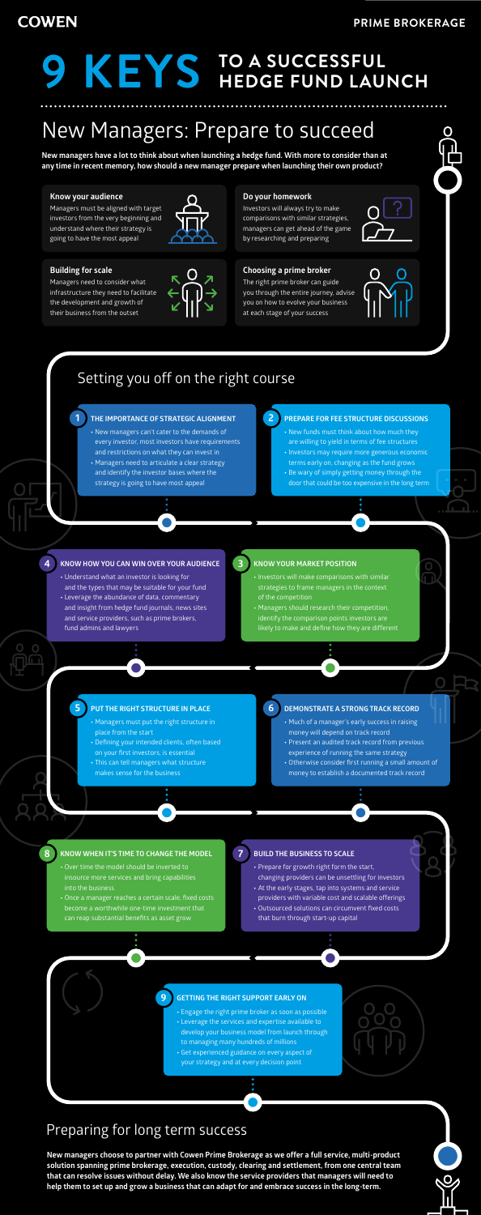COWEN

PRIME BROKERAGE

# 9 KEYS TO A SUCCESSFUL HEDGE FUND LAUNCH

## New Managers: Prepare to succeed

**New managers have a lot to think about when launching a hedge fund. With more to consider than at any time in recent memory, how should a new manager prepare when launching their own product?**

**Know your audience**
Managers must be aligned with target investors from the very beginning and understand where their strategy is going to have the most appeal

**Do your homework**
Investors will always try to make comparisons with similar strategies, managers can get ahead of the game by researching and preparing

**Building for scale**
Managers need to consider what infrastructure they need to facilitate the development and growth of their business from the outset

**Choosing a prime broker**
The right prime broker can guide you through the entire journey, advise you on how to evolve your business at each stage of your success

## Setting you off on the right course

### 1 THE IMPORTANCE OF STRATEGIC ALIGNMENT

- New managers can't cater to the demands of every investor, most investors have requirements and restrictions on what they can invest in
- Managers need to articulate a clear strategy and identify the investor bases where the strategy is going to have most appeal

### 2 PREPARE FOR FEE STRUCTURE DISCUSSIONS

- New funds must think about how much they are willing to yield in terms of fee structures
- Investors may require more generous economic terms early on, changing as the fund grows
- Be wary of simply getting money through the door that could be too expensive in the long term

### 3 KNOW YOUR MARKET POSITION

- Investors will make comparisons with similar strategies to frame managers in the context of the competition
- Managers should research their competition, identify the comparison points investors are likely to make and define how they are different

### 4 KNOW HOW YOU CAN WIN OVER YOUR AUDIENCE

- Understand what an investor is looking for and the types that may be suitable for your fund
- Leverage the abundance of data, commentary and insight from hedge fund journals, news sites and service providers, such as prime brokers, fund admins and lawyers

### 5 PUT THE RIGHT STRUCTURE IN PLACE

- Managers must put the right structure in place from the start
- Defining your intended clients, often based on your first investors, is essential
- This can tell managers what structure makes sense for the business

### 6 DEMONSTRATE A STRONG TRACK RECORD

- Much of a manager's early success in raising money will depend on track record
- Present an audited track record from previous experience of running the same strategy
- Otherwise consider first running a small amount of money to establish a documented track record

### 7 BUILD THE BUSINESS TO SCALE

- Prepare for growth right form the start, changing providers can be unsettling for investors
- At the early stages, tap into systems and service providers with variable cost and scalable offerings
- Outsourced solutions can circumvent fixed costs that burn through start-up capital

### 8 KNOW WHEN IT'S TIME TO CHANGE THE MODEL

- Over time the model should be inverted to insource more services and bring capabilities into the business
- Once a manager reaches a certain scale, fixed costs become a worthwhile one-time investment that can reap substantial benefits as asset grow

### 9 GETTING THE RIGHT SUPPORT EARLY ON

- Engage the right prime broker as soon as possible
- Leverage the services and expertise available to develop your business model from launch through to managing many hundreds of millions
- Get experienced guidance on every aspect of your strategy and at every decision point

## Preparing for long term success

**New managers choose to partner with Cowen Prime Brokerage as we offer a full service, multi-product solution spanning prime brokerage, execution, custody, clearing and settlement, from one central team that can resolve issues without delay. We also know the service providers that managers will need to help them to set up and grow a business that can adapt for and embrace success in the long-term.**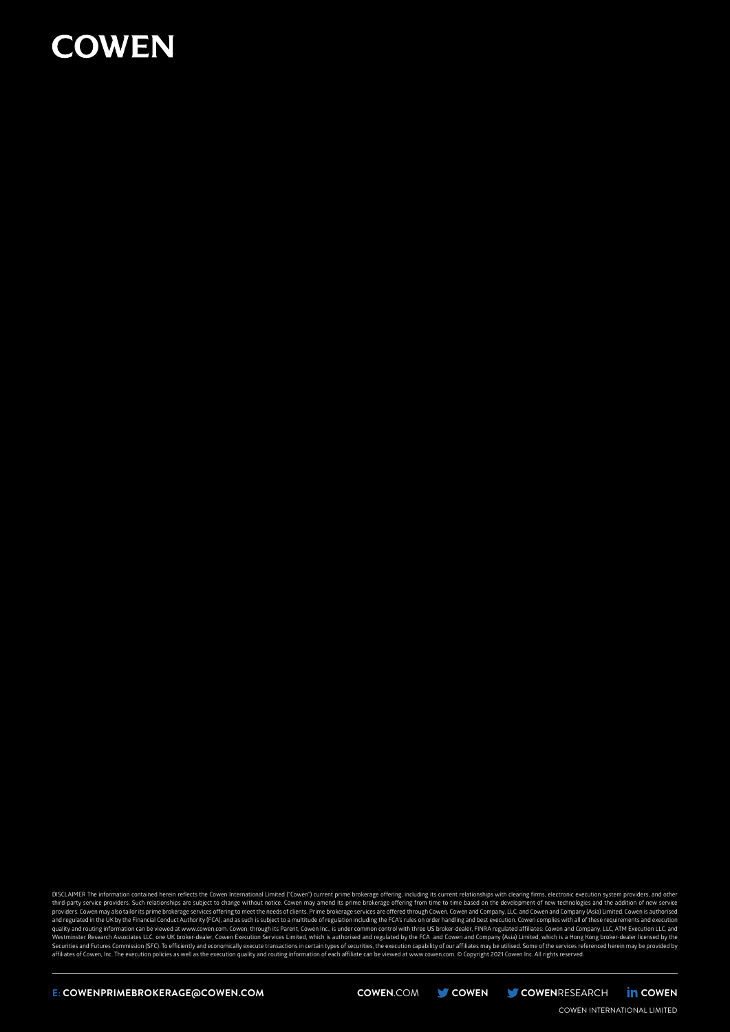# COWEN

DISCLAIMER The information contained herein reflects the Cowen International Limited ("Cowen") current prime brokerage offering, including its current relationships with clearing firms, electronic execution system providers, and other third-party service providers. Such relationships are subject to change without notice. Cowen may amend its prime brokerage offering from time to time based on the development of new technologies and the addition of new service providers. Cowen may also tailor its prime brokerage services offering to meet the needs of clients. Prime brokerage services are offered through Cowen, Cowen and Company, LLC, and Cowen and Company (Asia) Limited. Cowen is authorised and regulated in the UK by the Financial Conduct Authority (FCA), and as such is subject to a multitude of regulation including the FCA's rules on order handling and best execution. Cowen complies with all of these requirements and execution quality and routing information can be viewed at www.cowen.com. Cowen, through its Parent, Cowen Inc., is under common control with three US broker-dealer, FINRA regulated affiliates: Cowen and Company, LLC, ATM Execution LLC, and Westminster Research Associates LLC, one UK broker-dealer, Cowen Execution Services Limited, which is authorised and regulated by the FCA and Cowen and Company (Asia) Limited, which is a Hong Kong broker-dealer licensed by the Securities and Futures Commission (SFC). To efficiently and economically execute transactions in certain types of securities, the execution capability of our affiliates may be utilised. Some of the services referenced herein may be provided by affiliates of Cowen, Inc. The execution policies as well as the execution quality and routing information of each affiliate can be viewed at www.cowen.com. © Copyright 2021 Cowen Inc. All rights reserved.

**E: COWENPRIMEBROKERAGE@COWEN.COM** | **COWEN**.COM | **COWEN** | **COWEN**RESEARCH | **COWEN**

COWEN INTERNATIONAL LIMITED